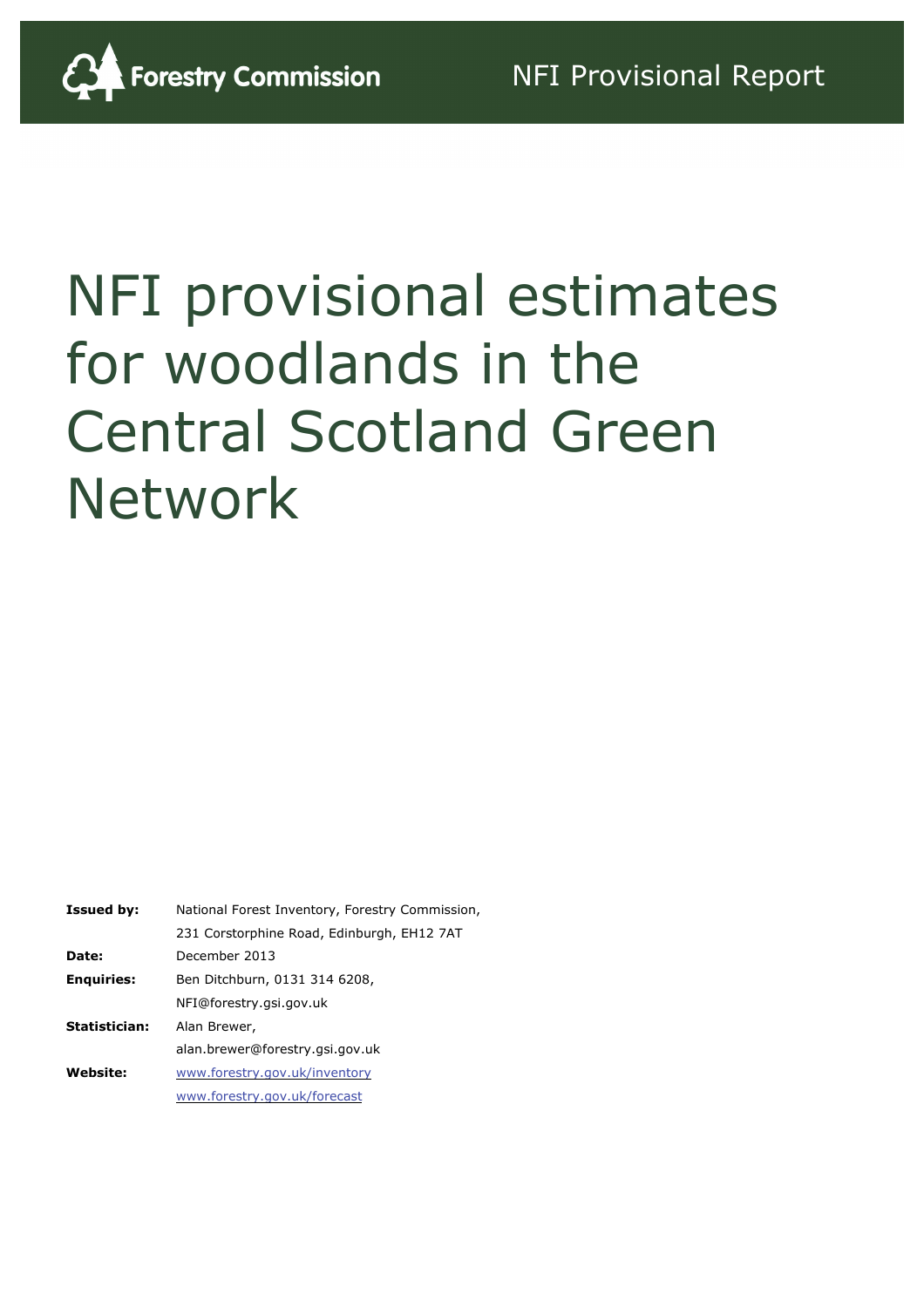Forestry Commission

NFI Provisional Report

# NFI provisional estimates for woodlands in the Central Scotland Green Network

| | |
|---|---|
| **Issued by:** | National Forest Inventory, Forestry Commission, 231 Corstorphine Road, Edinburgh, EH12 7AT |
| **Date:** | December 2013 |
| **Enquiries:** | Ben Ditchburn, 0131 314 6208, NFI@forestry.gsi.gov.uk |
| **Statistician:** | Alan Brewer, alan.brewer@forestry.gsi.gov.uk |
| **Website:** | www.forestry.gov.uk/inventory www.forestry.gov.uk/forecast |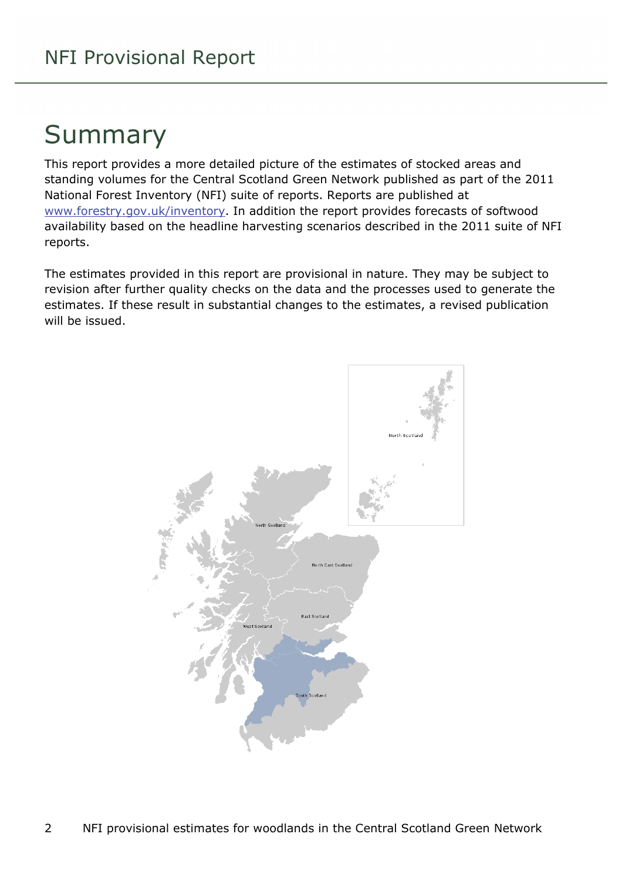# Summary

This report provides a more detailed picture of the estimates of stocked areas and standing volumes for the Central Scotland Green Network published as part of the 2011 National Forest Inventory (NFI) suite of reports. Reports are published at www.forestry.gov.uk/inventory. In addition the report provides forecasts of softwood availability based on the headline harvesting scenarios described in the 2011 suite of NFI reports.

The estimates provided in this report are provisional in nature. They may be subject to revision after further quality checks on the data and the processes used to generate the estimates. If these result in substantial changes to the estimates, a revised publication will be issued.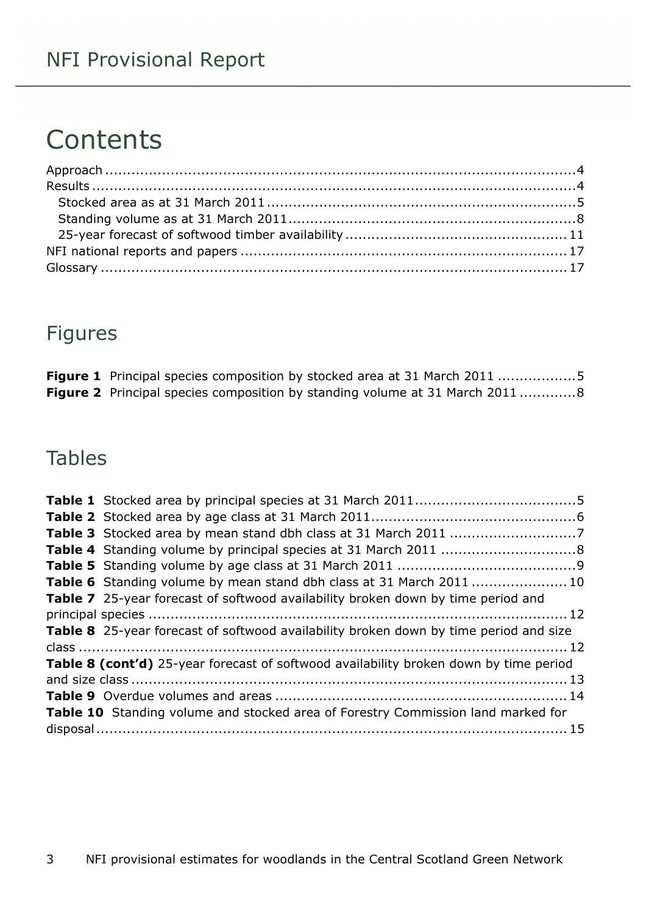# Contents

Approach ........................................................................................................4
Results ...........................................................................................................4
  Stocked area as at 31 March 2011 ..........................................................5
  Standing volume as at 31 March 2011 ....................................................8
  25-year forecast of softwood timber availability ....................................11
NFI national reports and papers ...............................................................17
Glossary .......................................................................................................17

## Figures

**Figure 1** Principal species composition by stocked area at 31 March 2011 .................5
**Figure 2** Principal species composition by standing volume at 31 March 2011 ............8

## Tables

**Table 1** Stocked area by principal species at 31 March 2011....................................5
**Table 2** Stocked area by age class at 31 March 2011...............................................6
**Table 3** Stocked area by mean stand dbh class at 31 March 2011 ............................7
**Table 4** Standing volume by principal species at 31 March 2011 ..............................8
**Table 5** Standing volume by age class at 31 March 2011 ........................................9
**Table 6** Standing volume by mean stand dbh class at 31 March 2011 .....................10
**Table 7** 25-year forecast of softwood availability broken down by time period and principal species ..................................................................................................12
**Table 8** 25-year forecast of softwood availability broken down by time period and size class ..........................................................................................................12
**Table 8 (cont'd)** 25-year forecast of softwood availability broken down by time period and size class ..........................................................................................13
**Table 9** Overdue volumes and areas ..................................................................14
**Table 10** Standing volume and stocked area of Forestry Commission land marked for disposal ..........................................................................................................15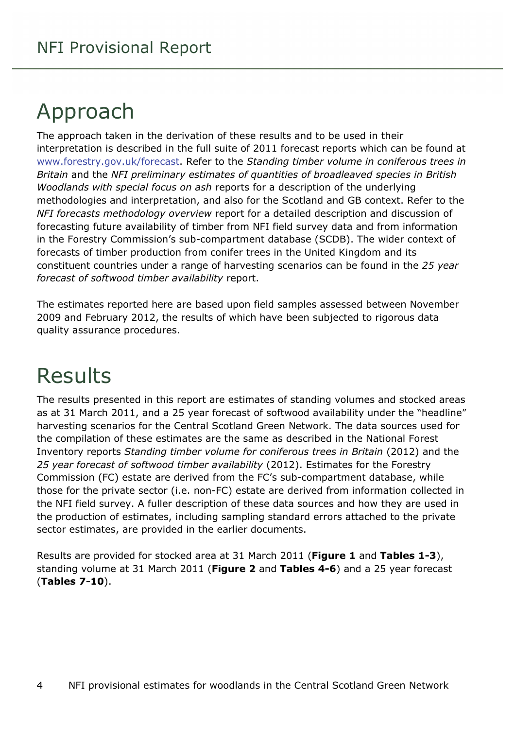# Approach

The approach taken in the derivation of these results and to be used in their interpretation is described in the full suite of 2011 forecast reports which can be found at [www.forestry.gov.uk/forecast](www.forestry.gov.uk/forecast). Refer to the *Standing timber volume in coniferous trees in Britain* and the *NFI preliminary estimates of quantities of broadleaved species in British Woodlands with special focus on ash* reports for a description of the underlying methodologies and interpretation, and also for the Scotland and GB context. Refer to the *NFI forecasts methodology overview* report for a detailed description and discussion of forecasting future availability of timber from NFI field survey data and from information in the Forestry Commission's sub-compartment database (SCDB). The wider context of forecasts of timber production from conifer trees in the United Kingdom and its constituent countries under a range of harvesting scenarios can be found in the *25 year forecast of softwood timber availability* report.

The estimates reported here are based upon field samples assessed between November 2009 and February 2012, the results of which have been subjected to rigorous data quality assurance procedures.

# Results

The results presented in this report are estimates of standing volumes and stocked areas as at 31 March 2011, and a 25 year forecast of softwood availability under the "headline" harvesting scenarios for the Central Scotland Green Network. The data sources used for the compilation of these estimates are the same as described in the National Forest Inventory reports *Standing timber volume for coniferous trees in Britain* (2012) and the *25 year forecast of softwood timber availability* (2012). Estimates for the Forestry Commission (FC) estate are derived from the FC's sub-compartment database, while those for the private sector (i.e. non-FC) estate are derived from information collected in the NFI field survey. A fuller description of these data sources and how they are used in the production of estimates, including sampling standard errors attached to the private sector estimates, are provided in the earlier documents.

Results are provided for stocked area at 31 March 2011 (**Figure 1** and **Tables 1-3**), standing volume at 31 March 2011 (**Figure 2** and **Tables 4-6**) and a 25 year forecast (**Tables 7-10**).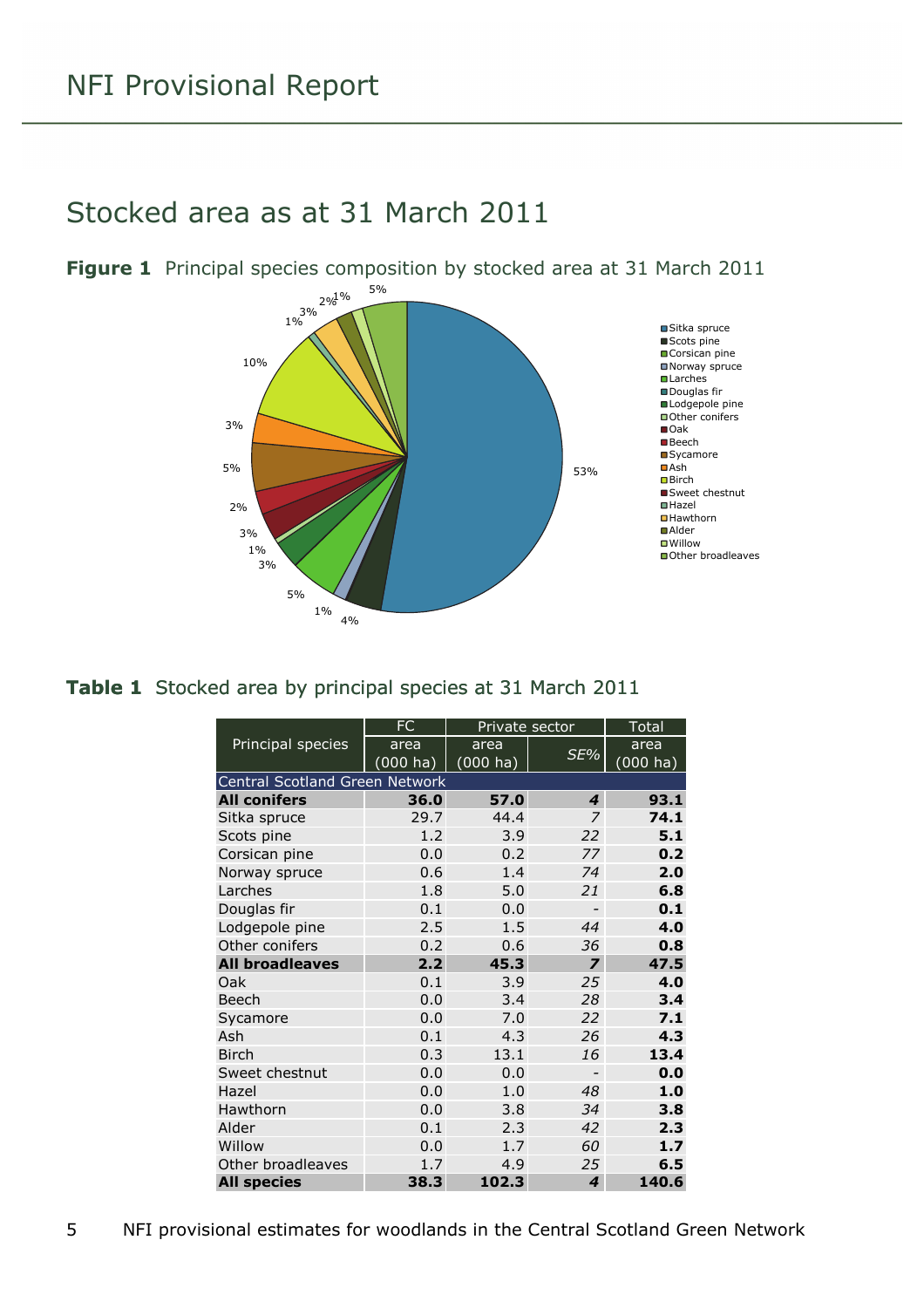# Stocked area as at 31 March 2011

**Figure 1** Principal species composition by stocked area at 31 March 2011

**Table 1** Stocked area by principal species at 31 March 2011

| Principal species | FC area (000 ha) | Private sector area (000 ha) | Private sector *SE%* | Total area (000 ha) |
|---|---|---|---|---|
| Central Scotland Green Network | | | | |
| **All conifers** | **36.0** | **57.0** | ***4*** | **93.1** |
| Sitka spruce | 29.7 | 44.4 | *7* | **74.1** |
| Scots pine | 1.2 | 3.9 | *22* | **5.1** |
| Corsican pine | 0.0 | 0.2 | *77* | **0.2** |
| Norway spruce | 0.6 | 1.4 | *74* | **2.0** |
| Larches | 1.8 | 5.0 | *21* | **6.8** |
| Douglas fir | 0.1 | 0.0 | - | **0.1** |
| Lodgepole pine | 2.5 | 1.5 | *44* | **4.0** |
| Other conifers | 0.2 | 0.6 | *36* | **0.8** |
| **All broadleaves** | **2.2** | **45.3** | ***7*** | **47.5** |
| Oak | 0.1 | 3.9 | *25* | **4.0** |
| Beech | 0.0 | 3.4 | *28* | **3.4** |
| Sycamore | 0.0 | 7.0 | *22* | **7.1** |
| Ash | 0.1 | 4.3 | *26* | **4.3** |
| Birch | 0.3 | 13.1 | *16* | **13.4** |
| Sweet chestnut | 0.0 | 0.0 | - | **0.0** |
| Hazel | 0.0 | 1.0 | *48* | **1.0** |
| Hawthorn | 0.0 | 3.8 | *34* | **3.8** |
| Alder | 0.1 | 2.3 | *42* | **2.3** |
| Willow | 0.0 | 1.7 | *60* | **1.7** |
| Other broadleaves | 1.7 | 4.9 | *25* | **6.5** |
| **All species** | **38.3** | **102.3** | ***4*** | **140.6** |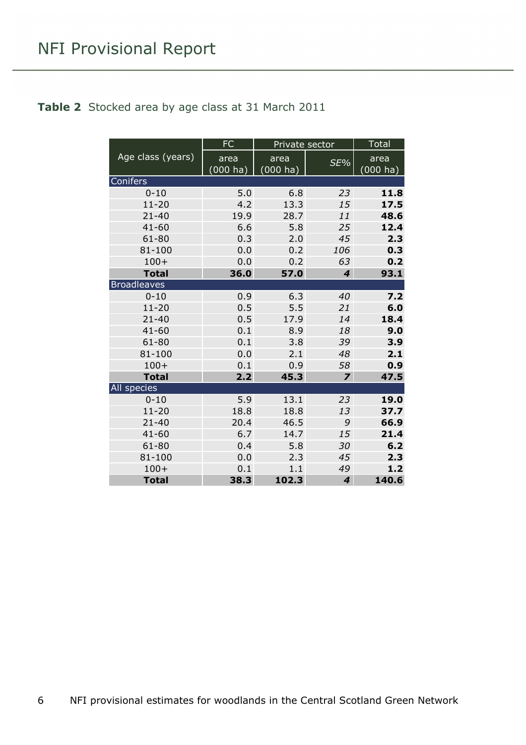**Table 2** Stocked area by age class at 31 March 2011

| Age class (years) | FC | Private sector | | Total |
|---|---|---|---|---|
| | area (000 ha) | area (000 ha) | *SE%* | area (000 ha) |
| **Conifers** | | | | |
| 0-10 | 5.0 | 6.8 | *23* | **11.8** |
| 11-20 | 4.2 | 13.3 | *15* | **17.5** |
| 21-40 | 19.9 | 28.7 | *11* | **48.6** |
| 41-60 | 6.6 | 5.8 | *25* | **12.4** |
| 61-80 | 0.3 | 2.0 | *45* | **2.3** |
| 81-100 | 0.0 | 0.2 | *106* | **0.3** |
| 100+ | 0.0 | 0.2 | *63* | **0.2** |
| **Total** | **36.0** | **57.0** | ***4*** | **93.1** |
| **Broadleaves** | | | | |
| 0-10 | 0.9 | 6.3 | *40* | **7.2** |
| 11-20 | 0.5 | 5.5 | *21* | **6.0** |
| 21-40 | 0.5 | 17.9 | *14* | **18.4** |
| 41-60 | 0.1 | 8.9 | *18* | **9.0** |
| 61-80 | 0.1 | 3.8 | *39* | **3.9** |
| 81-100 | 0.0 | 2.1 | *48* | **2.1** |
| 100+ | 0.1 | 0.9 | *58* | **0.9** |
| **Total** | **2.2** | **45.3** | ***7*** | **47.5** |
| **All species** | | | | |
| 0-10 | 5.9 | 13.1 | *23* | **19.0** |
| 11-20 | 18.8 | 18.8 | *13* | **37.7** |
| 21-40 | 20.4 | 46.5 | *9* | **66.9** |
| 41-60 | 6.7 | 14.7 | *15* | **21.4** |
| 61-80 | 0.4 | 5.8 | *30* | **6.2** |
| 81-100 | 0.0 | 2.3 | *45* | **2.3** |
| 100+ | 0.1 | 1.1 | *49* | **1.2** |
| **Total** | **38.3** | **102.3** | ***4*** | **140.6** |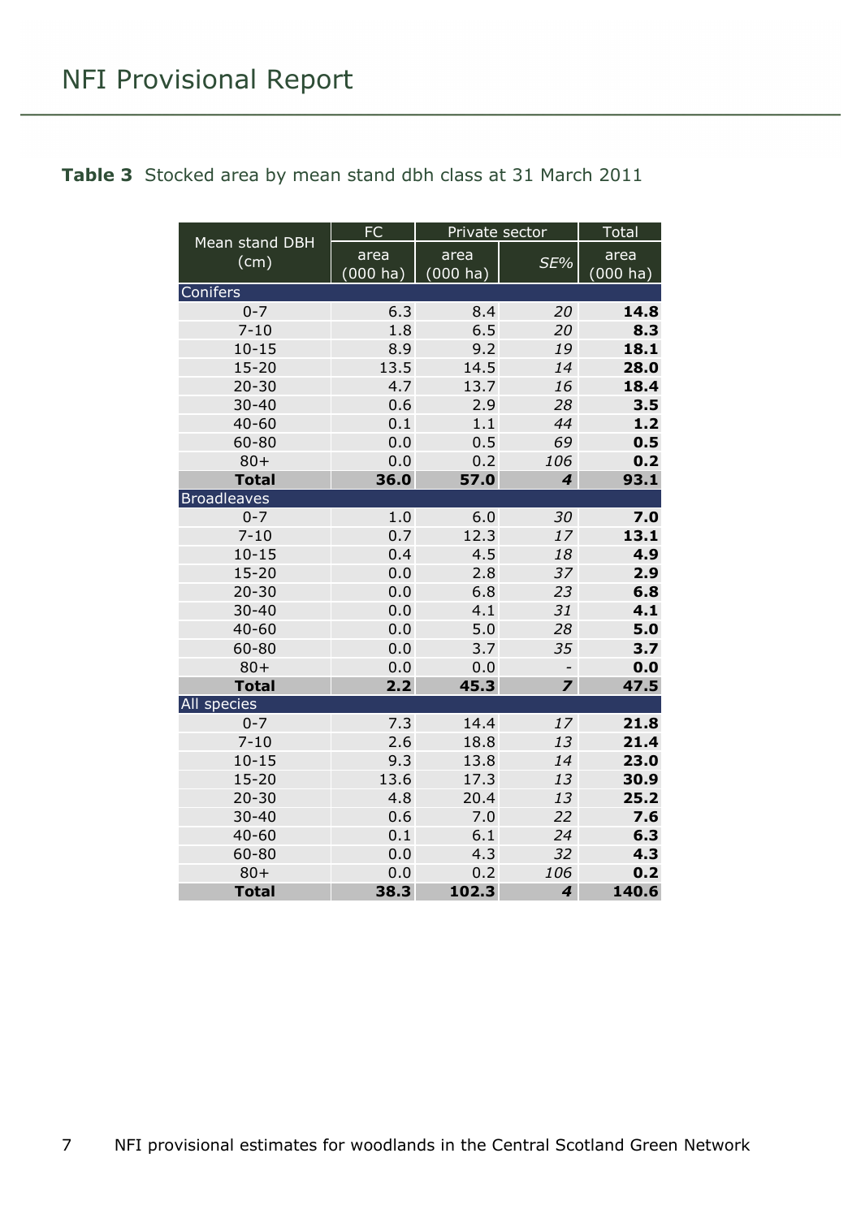**Table 3** Stocked area by mean stand dbh class at 31 March 2011

| Mean stand DBH (cm) | FC | Private sector | | Total |
|---|---|---|---|---|
| | area (000 ha) | area (000 ha) | *SE%* | area (000 ha) |
| **Conifers** | | | | |
| 0-7 | 6.3 | 8.4 | *20* | **14.8** |
| 7-10 | 1.8 | 6.5 | *20* | **8.3** |
| 10-15 | 8.9 | 9.2 | *19* | **18.1** |
| 15-20 | 13.5 | 14.5 | *14* | **28.0** |
| 20-30 | 4.7 | 13.7 | *16* | **18.4** |
| 30-40 | 0.6 | 2.9 | *28* | **3.5** |
| 40-60 | 0.1 | 1.1 | *44* | **1.2** |
| 60-80 | 0.0 | 0.5 | *69* | **0.5** |
| 80+ | 0.0 | 0.2 | *106* | **0.2** |
| **Total** | **36.0** | **57.0** | ***4*** | **93.1** |
| **Broadleaves** | | | | |
| 0-7 | 1.0 | 6.0 | *30* | **7.0** |
| 7-10 | 0.7 | 12.3 | *17* | **13.1** |
| 10-15 | 0.4 | 4.5 | *18* | **4.9** |
| 15-20 | 0.0 | 2.8 | *37* | **2.9** |
| 20-30 | 0.0 | 6.8 | *23* | **6.8** |
| 30-40 | 0.0 | 4.1 | *31* | **4.1** |
| 40-60 | 0.0 | 5.0 | *28* | **5.0** |
| 60-80 | 0.0 | 3.7 | *35* | **3.7** |
| 80+ | 0.0 | 0.0 | - | **0.0** |
| **Total** | **2.2** | **45.3** | ***7*** | **47.5** |
| **All species** | | | | |
| 0-7 | 7.3 | 14.4 | *17* | **21.8** |
| 7-10 | 2.6 | 18.8 | *13* | **21.4** |
| 10-15 | 9.3 | 13.8 | *14* | **23.0** |
| 15-20 | 13.6 | 17.3 | *13* | **30.9** |
| 20-30 | 4.8 | 20.4 | *13* | **25.2** |
| 30-40 | 0.6 | 7.0 | *22* | **7.6** |
| 40-60 | 0.1 | 6.1 | *24* | **6.3** |
| 60-80 | 0.0 | 4.3 | *32* | **4.3** |
| 80+ | 0.0 | 0.2 | *106* | **0.2** |
| **Total** | **38.3** | **102.3** | ***4*** | **140.6** |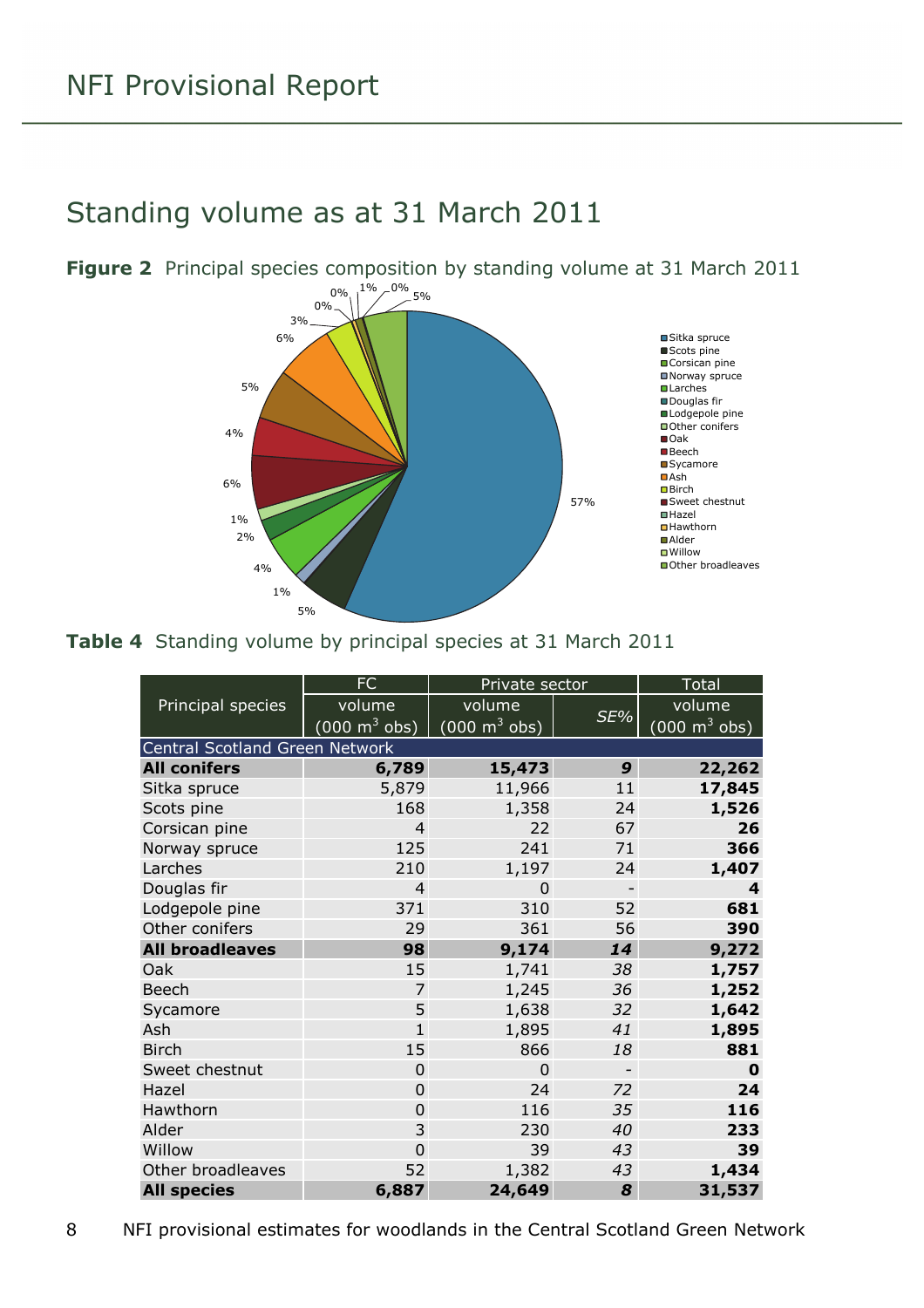# Standing volume as at 31 March 2011

**Figure 2** Principal species composition by standing volume at 31 March 2011

**Table 4** Standing volume by principal species at 31 March 2011

| Principal species | FC volume (000 m$^3$ obs) | Private sector volume (000 m$^3$ obs) | Private sector SE% | Total volume (000 m$^3$ obs) |
|---|---|---|---|---|
| Central Scotland Green Network | | | | |
| **All conifers** | **6,789** | **15,473** | ***9*** | **22,262** |
| Sitka spruce | 5,879 | 11,966 | 11 | **17,845** |
| Scots pine | 168 | 1,358 | 24 | **1,526** |
| Corsican pine | 4 | 22 | 67 | **26** |
| Norway spruce | 125 | 241 | 71 | **366** |
| Larches | 210 | 1,197 | 24 | **1,407** |
| Douglas fir | 4 | 0 | - | **4** |
| Lodgepole pine | 371 | 310 | 52 | **681** |
| Other conifers | 29 | 361 | 56 | **390** |
| **All broadleaves** | **98** | **9,174** | ***14*** | **9,272** |
| Oak | 15 | 1,741 | *38* | **1,757** |
| Beech | 7 | 1,245 | *36* | **1,252** |
| Sycamore | 5 | 1,638 | *32* | **1,642** |
| Ash | 1 | 1,895 | *41* | **1,895** |
| Birch | 15 | 866 | *18* | **881** |
| Sweet chestnut | 0 | 0 | - | **0** |
| Hazel | 0 | 24 | *72* | **24** |
| Hawthorn | 0 | 116 | *35* | **116** |
| Alder | 3 | 230 | *40* | **233** |
| Willow | 0 | 39 | *43* | **39** |
| Other broadleaves | 52 | 1,382 | *43* | **1,434** |
| **All species** | **6,887** | **24,649** | ***8*** | **31,537** |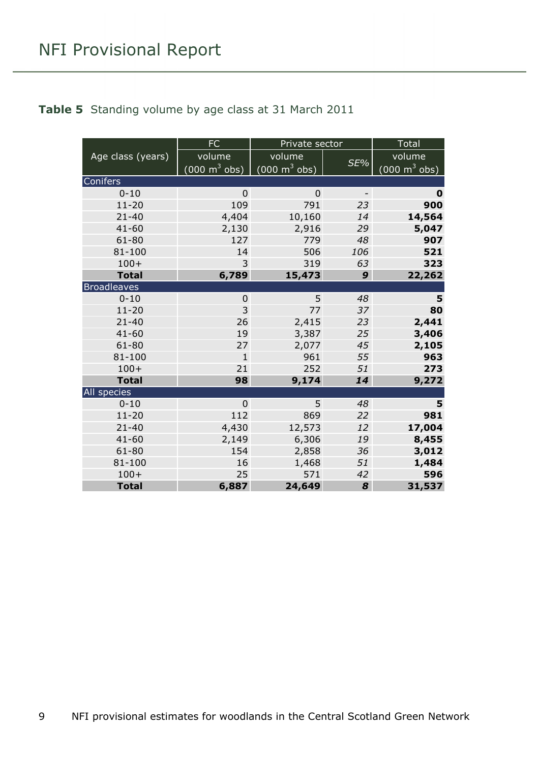**Table 5** Standing volume by age class at 31 March 2011

| Age class (years) | FC volume (000 $m^3$ obs) | Private sector volume (000 $m^3$ obs) | Private sector *SE%* | Total volume (000 $m^3$ obs) |
|---|---|---|---|---|
| **Conifers** | | | | |
| 0-10 | 0 | 0 | - | **0** |
| 11-20 | 109 | 791 | *23* | **900** |
| 21-40 | 4,404 | 10,160 | *14* | **14,564** |
| 41-60 | 2,130 | 2,916 | *29* | **5,047** |
| 61-80 | 127 | 779 | *48* | **907** |
| 81-100 | 14 | 506 | *106* | **521** |
| 100+ | 3 | 319 | *63* | **323** |
| **Total** | **6,789** | **15,473** | ***9*** | **22,262** |
| **Broadleaves** | | | | |
| 0-10 | 0 | 5 | *48* | **5** |
| 11-20 | 3 | 77 | *37* | **80** |
| 21-40 | 26 | 2,415 | *23* | **2,441** |
| 41-60 | 19 | 3,387 | *25* | **3,406** |
| 61-80 | 27 | 2,077 | *45* | **2,105** |
| 81-100 | 1 | 961 | *55* | **963** |
| 100+ | 21 | 252 | *51* | **273** |
| **Total** | **98** | **9,174** | ***14*** | **9,272** |
| **All species** | | | | |
| 0-10 | 0 | 5 | *48* | **5** |
| 11-20 | 112 | 869 | *22* | **981** |
| 21-40 | 4,430 | 12,573 | *12* | **17,004** |
| 41-60 | 2,149 | 6,306 | *19* | **8,455** |
| 61-80 | 154 | 2,858 | *36* | **3,012** |
| 81-100 | 16 | 1,468 | *51* | **1,484** |
| 100+ | 25 | 571 | *42* | **596** |
| **Total** | **6,887** | **24,649** | ***8*** | **31,537** |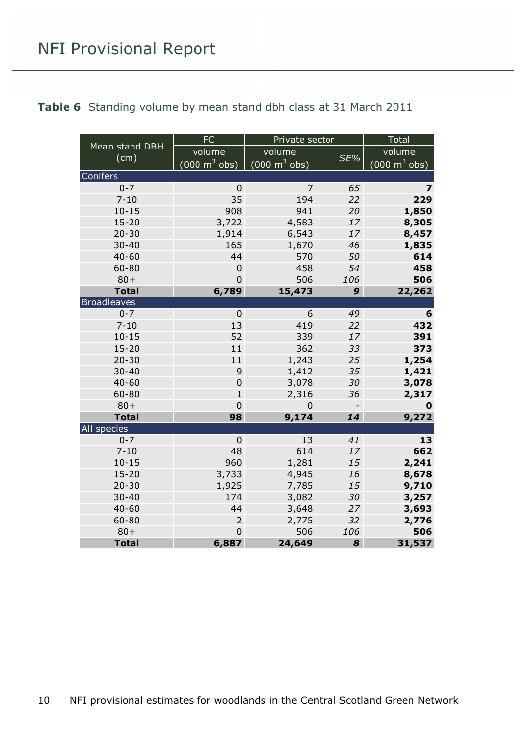**Table 6** Standing volume by mean stand dbh class at 31 March 2011

| Mean stand DBH (cm) | FC | Private sector | | Total |
|---|---|---|---|---|
| | volume (000 $m^3$ obs) | volume (000 $m^3$ obs) | *SE%* | volume (000 $m^3$ obs) |
| **Conifers** | | | | |
| 0-7 | 0 | 7 | *65* | **7** |
| 7-10 | 35 | 194 | *22* | **229** |
| 10-15 | 908 | 941 | *20* | **1,850** |
| 15-20 | 3,722 | 4,583 | *17* | **8,305** |
| 20-30 | 1,914 | 6,543 | *17* | **8,457** |
| 30-40 | 165 | 1,670 | *46* | **1,835** |
| 40-60 | 44 | 570 | *50* | **614** |
| 60-80 | 0 | 458 | *54* | **458** |
| 80+ | 0 | 506 | *106* | **506** |
| **Total** | **6,789** | **15,473** | ***9*** | **22,262** |
| **Broadleaves** | | | | |
| 0-7 | 0 | 6 | *49* | **6** |
| 7-10 | 13 | 419 | *22* | **432** |
| 10-15 | 52 | 339 | *17* | **391** |
| 15-20 | 11 | 362 | *33* | **373** |
| 20-30 | 11 | 1,243 | *25* | **1,254** |
| 30-40 | 9 | 1,412 | *35* | **1,421** |
| 40-60 | 0 | 3,078 | *30* | **3,078** |
| 60-80 | 1 | 2,316 | *36* | **2,317** |
| 80+ | 0 | 0 | - | **0** |
| **Total** | **98** | **9,174** | ***14*** | **9,272** |
| **All species** | | | | |
| 0-7 | 0 | 13 | *41* | **13** |
| 7-10 | 48 | 614 | *17* | **662** |
| 10-15 | 960 | 1,281 | *15* | **2,241** |
| 15-20 | 3,733 | 4,945 | *16* | **8,678** |
| 20-30 | 1,925 | 7,785 | *15* | **9,710** |
| 30-40 | 174 | 3,082 | *30* | **3,257** |
| 40-60 | 44 | 3,648 | *27* | **3,693** |
| 60-80 | 2 | 2,775 | *32* | **2,776** |
| 80+ | 0 | 506 | *106* | **506** |
| **Total** | **6,887** | **24,649** | ***8*** | **31,537** |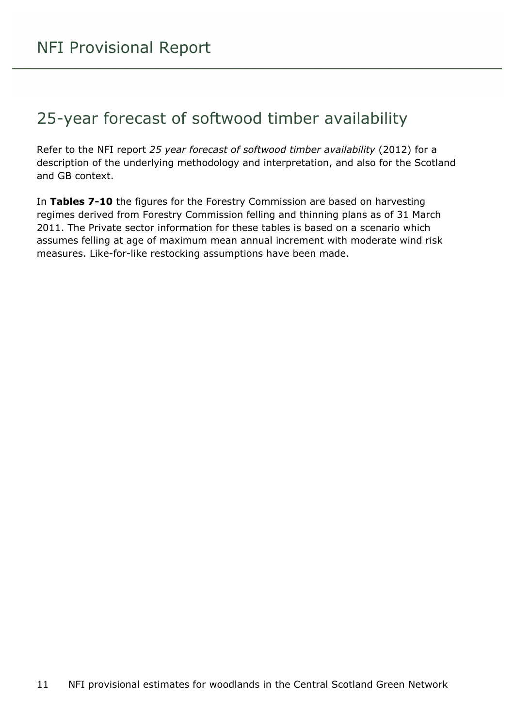## 25-year forecast of softwood timber availability

Refer to the NFI report *25 year forecast of softwood timber availability* (2012) for a description of the underlying methodology and interpretation, and also for the Scotland and GB context.

In **Tables 7-10** the figures for the Forestry Commission are based on harvesting regimes derived from Forestry Commission felling and thinning plans as of 31 March 2011. The Private sector information for these tables is based on a scenario which assumes felling at age of maximum mean annual increment with moderate wind risk measures. Like-for-like restocking assumptions have been made.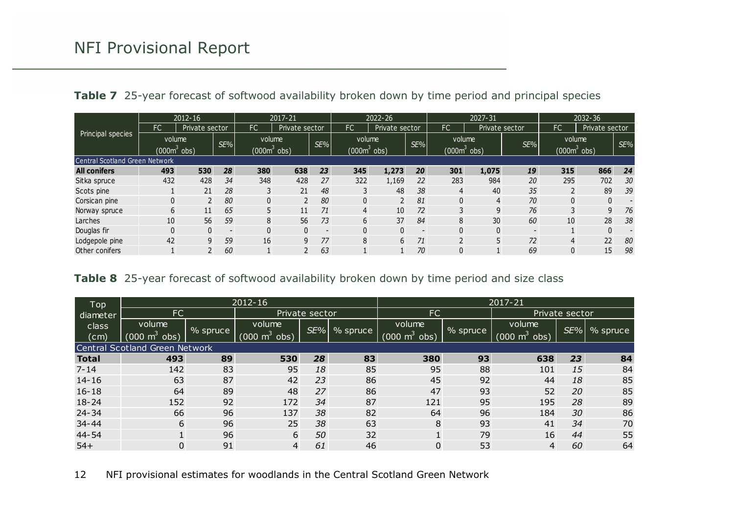**Table 7** 25-year forecast of softwood availability broken down by time period and principal species

| Principal species | 2012-16 | | | 2017-21 | | | 2022-26 | | | 2027-31 | | | 2032-36 | | |
|---|---|---|---|---|---|---|---|---|---|---|---|---|---|---|---|
| | FC | Private sector | | FC | Private sector | | FC | Private sector | | FC | Private sector | | FC | Private sector | |
| | volume ($000m^3$ obs) | | SE% | volume ($000m^3$ obs) | | SE% | volume ($000m^3$ obs) | | SE% | volume ($000m^3$ obs) | | SE% | volume ($000m^3$ obs) | | SE% |
| Central Scotland Green Network | | | | | | | | | | | | | | | |
| **All conifers** | **493** | **530** | ***28*** | **380** | **638** | ***23*** | **345** | **1,273** | ***20*** | **301** | **1,075** | ***19*** | **315** | **866** | ***24*** |
| Sitka spruce | 432 | 428 | *34* | 348 | 428 | *27* | 322 | 1,169 | *22* | 283 | 984 | *20* | 295 | 702 | *30* |
| Scots pine | 1 | 21 | *28* | 3 | 21 | *48* | 3 | 48 | *38* | 4 | 40 | *35* | 2 | 89 | *39* |
| Corsican pine | 0 | 2 | *80* | 0 | 2 | *80* | 0 | 2 | *81* | 0 | 4 | *70* | 0 | 0 | - |
| Norway spruce | 6 | 11 | *65* | 5 | 11 | *71* | 4 | 10 | *72* | 3 | 9 | *76* | 3 | 9 | *76* |
| Larches | 10 | 56 | *59* | 8 | 56 | *73* | 6 | 37 | *84* | 8 | 30 | *60* | 10 | 28 | *38* |
| Douglas fir | 0 | 0 | - | 0 | 0 | - | 0 | 0 | - | 0 | 0 | - | 1 | 0 | - |
| Lodgepole pine | 42 | 9 | *59* | 16 | 9 | *77* | 8 | 6 | *71* | 2 | 5 | *72* | 4 | 22 | *80* |
| Other conifers | 1 | 2 | *60* | 1 | 2 | *63* | 1 | 1 | *70* | 0 | 1 | *69* | 0 | 15 | *98* |

**Table 8** 25-year forecast of softwood availability broken down by time period and size class

| Top diameter class (cm) | 2012-16 | | | | | 2017-21 | | | | |
|---|---|---|---|---|---|---|---|---|---|---|
| | FC | | Private sector | | | FC | | Private sector | | |
| | volume ($000\ m^3$ obs) | % spruce | volume ($000\ m^3$ obs) | SE% | % spruce | volume ($000\ m^3$ obs) | % spruce | volume ($000\ m^3$ obs) | SE% | % spruce |
| Central Scotland Green Network | | | | | | | | | | |
| **Total** | **493** | **89** | **530** | ***28*** | **83** | **380** | **93** | **638** | ***23*** | **84** |
| 7-14 | 142 | 83 | 95 | *18* | 85 | 95 | 88 | 101 | *15* | 84 |
| 14-16 | 63 | 87 | 42 | *23* | 86 | 45 | 92 | 44 | *18* | 85 |
| 16-18 | 64 | 89 | 48 | *27* | 86 | 47 | 93 | 52 | *20* | 85 |
| 18-24 | 152 | 92 | 172 | *34* | 87 | 121 | 95 | 195 | *28* | 89 |
| 24-34 | 66 | 96 | 137 | *38* | 82 | 64 | 96 | 184 | *30* | 86 |
| 34-44 | 6 | 96 | 25 | *38* | 63 | 8 | 93 | 41 | *34* | 70 |
| 44-54 | 1 | 96 | 6 | *50* | 32 | 1 | 79 | 16 | *44* | 55 |
| 54+ | 0 | 91 | 4 | *61* | 46 | 0 | 53 | 4 | *60* | 64 |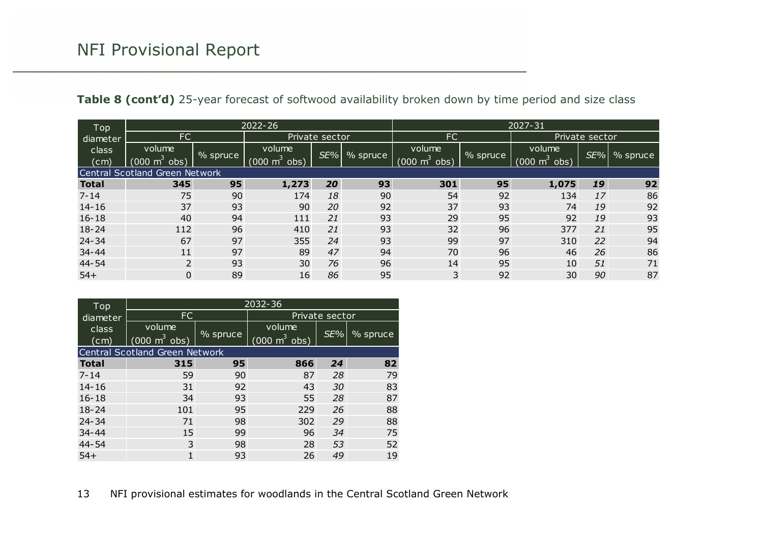**Table 8 (cont'd)** 25-year forecast of softwood availability broken down by time period and size class

| Top diameter class (cm) | 2022-26 | | | | | 2027-31 | | | | |
|---|---|---|---|---|---|---|---|---|---|---|
| | FC | | Private sector | | | FC | | Private sector | | |
| | volume (000 $m^3$ obs) | % spruce | volume (000 $m^3$ obs) | *SE%* | % spruce | volume (000 $m^3$ obs) | % spruce | volume (000 $m^3$ obs) | *SE%* | % spruce |
| Central Scotland Green Network | | | | | | | | | | |
| **Total** | **345** | **95** | **1,273** | ***20*** | **93** | **301** | **95** | **1,075** | ***19*** | **92** |
| 7-14 | 75 | 90 | 174 | *18* | 90 | 54 | 92 | 134 | *17* | 86 |
| 14-16 | 37 | 93 | 90 | *20* | 92 | 37 | 93 | 74 | *19* | 92 |
| 16-18 | 40 | 94 | 111 | *21* | 93 | 29 | 95 | 92 | *19* | 93 |
| 18-24 | 112 | 96 | 410 | *21* | 93 | 32 | 96 | 377 | *21* | 95 |
| 24-34 | 67 | 97 | 355 | *24* | 93 | 99 | 97 | 310 | *22* | 94 |
| 34-44 | 11 | 97 | 89 | *47* | 94 | 70 | 96 | 46 | *26* | 86 |
| 44-54 | 2 | 93 | 30 | *76* | 96 | 14 | 95 | 10 | *51* | 71 |
| 54+ | 0 | 89 | 16 | *86* | 95 | 3 | 92 | 30 | *90* | 87 |

| Top diameter class (cm) | 2032-36 | | | | |
|---|---|---|---|---|---|
| | FC | | Private sector | | |
| | volume (000 $m^3$ obs) | % spruce | volume (000 $m^3$ obs) | *SE%* | % spruce |
| Central Scotland Green Network | | | | | |
| **Total** | **315** | **95** | **866** | ***24*** | **82** |
| 7-14 | 59 | 90 | 87 | *28* | 79 |
| 14-16 | 31 | 92 | 43 | *30* | 83 |
| 16-18 | 34 | 93 | 55 | *28* | 87 |
| 18-24 | 101 | 95 | 229 | *26* | 88 |
| 24-34 | 71 | 98 | 302 | *29* | 88 |
| 34-44 | 15 | 99 | 96 | *34* | 75 |
| 44-54 | 3 | 98 | 28 | *53* | 52 |
| 54+ | 1 | 93 | 26 | *49* | 19 |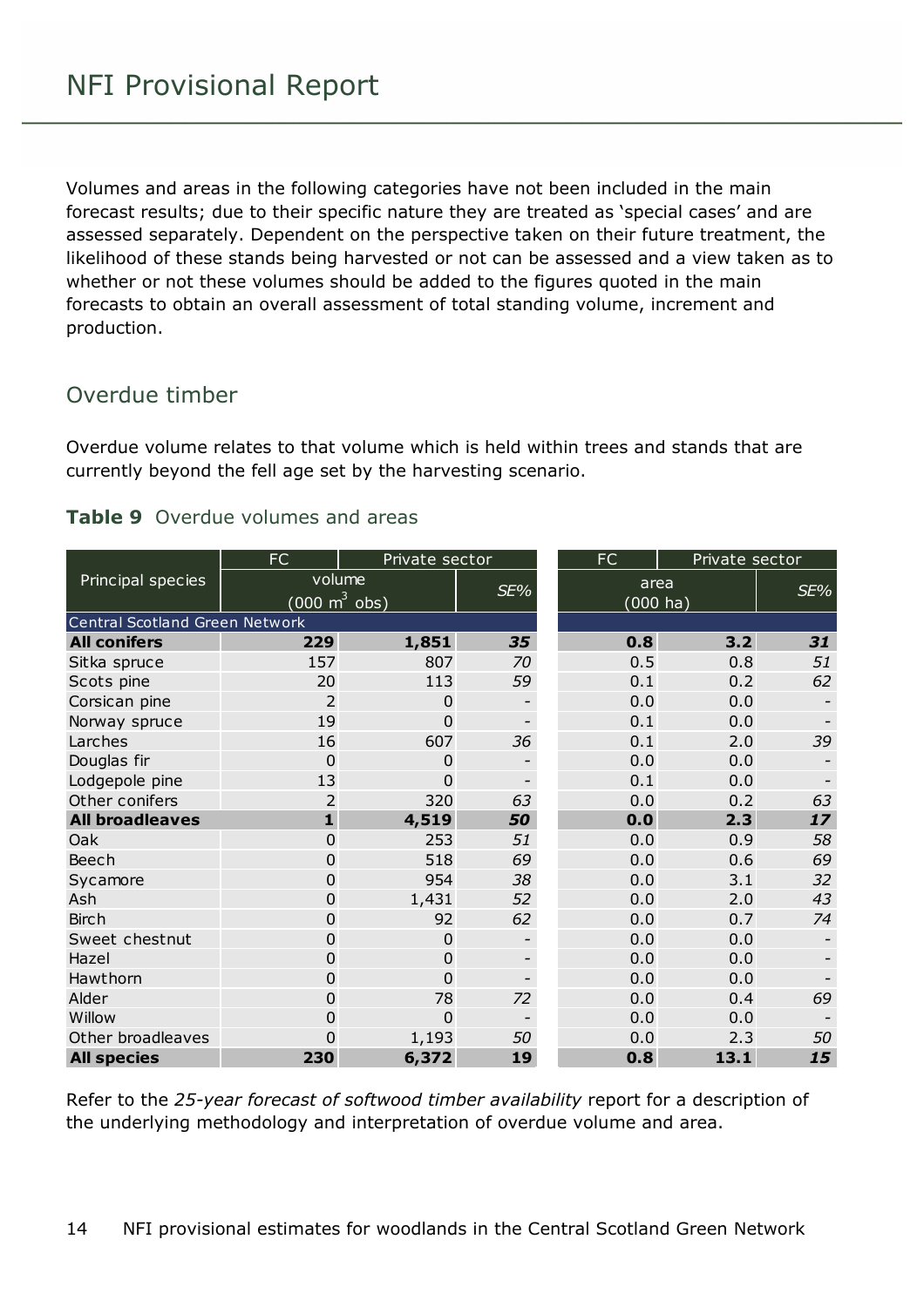Volumes and areas in the following categories have not been included in the main forecast results; due to their specific nature they are treated as 'special cases' and are assessed separately. Dependent on the perspective taken on their future treatment, the likelihood of these stands being harvested or not can be assessed and a view taken as to whether or not these volumes should be added to the figures quoted in the main forecasts to obtain an overall assessment of total standing volume, increment and production.

## Overdue timber

Overdue volume relates to that volume which is held within trees and stands that are currently beyond the fell age set by the harvesting scenario.

### **Table 9** Overdue volumes and areas

| Principal species | FC | Private sector | | FC | Private sector | |
|---|---|---|---|---|---|---|
| | volume (000 $m^3$ obs) | | *SE%* | area (000 ha) | | *SE%* |
| Central Scotland Green Network | | | | | | |
| **All conifers** | **229** | **1,851** | ***35*** | **0.8** | **3.2** | ***31*** |
| Sitka spruce | 157 | 807 | *70* | 0.5 | 0.8 | *51* |
| Scots pine | 20 | 113 | *59* | 0.1 | 0.2 | *62* |
| Corsican pine | 2 | 0 | - | 0.0 | 0.0 | - |
| Norway spruce | 19 | 0 | - | 0.1 | 0.0 | - |
| Larches | 16 | 607 | *36* | 0.1 | 2.0 | *39* |
| Douglas fir | 0 | 0 | - | 0.0 | 0.0 | - |
| Lodgepole pine | 13 | 0 | - | 0.1 | 0.0 | - |
| Other conifers | 2 | 320 | *63* | 0.0 | 0.2 | *63* |
| **All broadleaves** | **1** | **4,519** | ***50*** | **0.0** | **2.3** | ***17*** |
| Oak | 0 | 253 | *51* | 0.0 | 0.9 | *58* |
| Beech | 0 | 518 | *69* | 0.0 | 0.6 | *69* |
| Sycamore | 0 | 954 | *38* | 0.0 | 3.1 | *32* |
| Ash | 0 | 1,431 | *52* | 0.0 | 2.0 | *43* |
| Birch | 0 | 92 | *62* | 0.0 | 0.7 | *74* |
| Sweet chestnut | 0 | 0 | - | 0.0 | 0.0 | - |
| Hazel | 0 | 0 | - | 0.0 | 0.0 | - |
| Hawthorn | 0 | 0 | - | 0.0 | 0.0 | - |
| Alder | 0 | 78 | *72* | 0.0 | 0.4 | *69* |
| Willow | 0 | 0 | - | 0.0 | 0.0 | - |
| Other broadleaves | 0 | 1,193 | *50* | 0.0 | 2.3 | *50* |
| **All species** | **230** | **6,372** | ***19*** | **0.8** | **13.1** | ***15*** |

Refer to the *25-year forecast of softwood timber availability* report for a description of the underlying methodology and interpretation of overdue volume and area.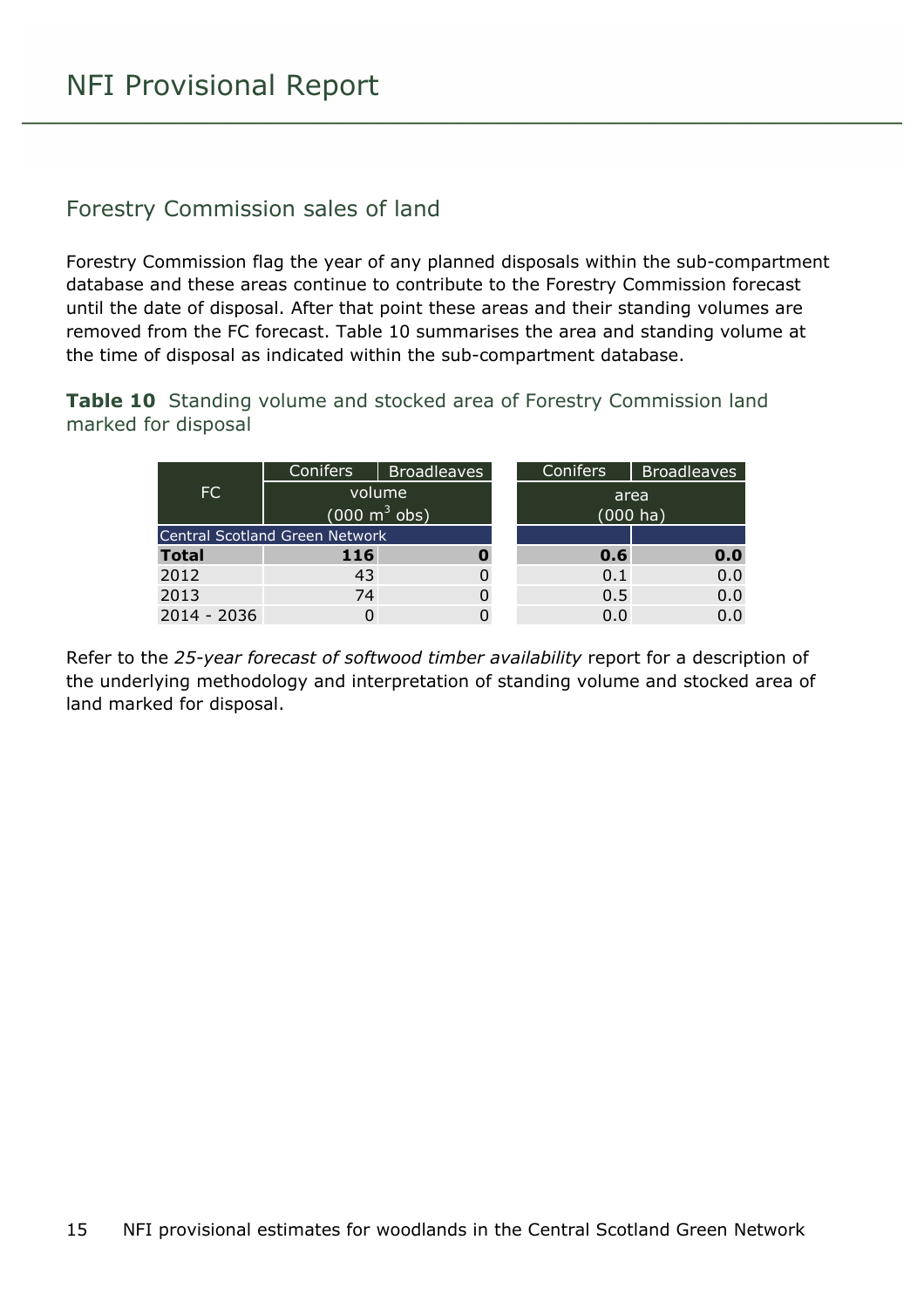## Forestry Commission sales of land

Forestry Commission flag the year of any planned disposals within the sub-compartment database and these areas continue to contribute to the Forestry Commission forecast until the date of disposal. After that point these areas and their standing volumes are removed from the FC forecast. Table 10 summarises the area and standing volume at the time of disposal as indicated within the sub-compartment database.

**Table 10** Standing volume and stocked area of Forestry Commission land marked for disposal

| FC | Conifers | Broadleaves | Conifers | Broadleaves |
|---|---|---|---|---|
| | volume ($000\ m^3$ obs) | | area (000 ha) | |
| Central Scotland Green Network | | | | |
| **Total** | **116** | **0** | **0.6** | **0.0** |
| 2012 | 43 | 0 | 0.1 | 0.0 |
| 2013 | 74 | 0 | 0.5 | 0.0 |
| 2014 - 2036 | 0 | 0 | 0.0 | 0.0 |

Refer to the *25-year forecast of softwood timber availability* report for a description of the underlying methodology and interpretation of standing volume and stocked area of land marked for disposal.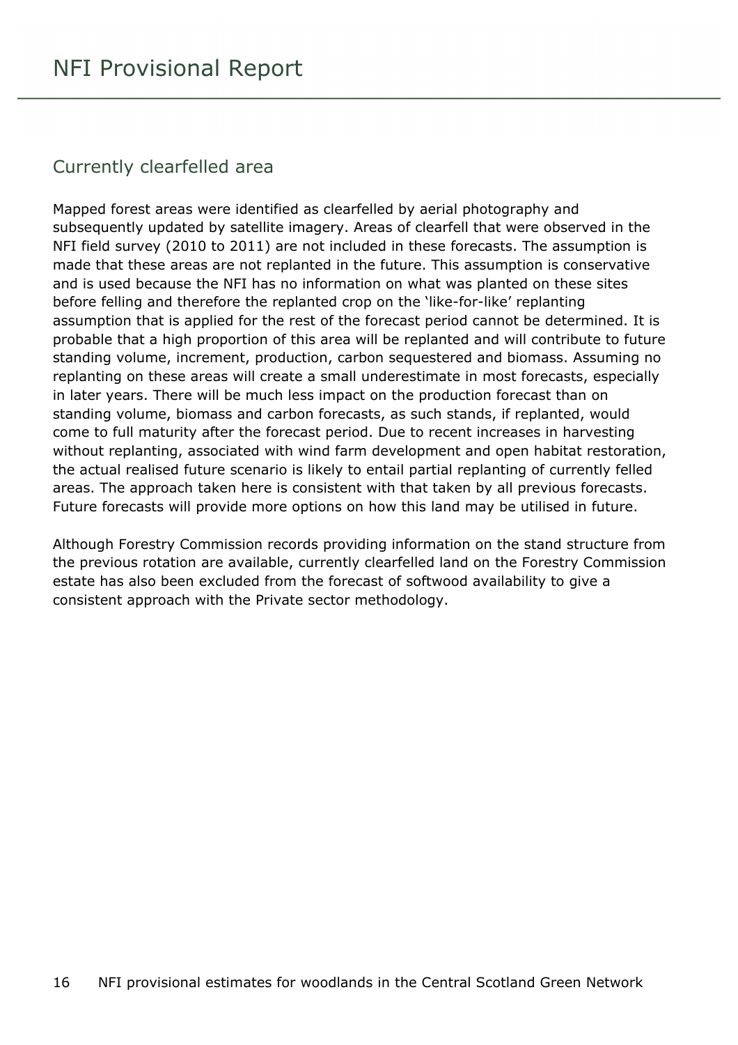## Currently clearfelled area

Mapped forest areas were identified as clearfelled by aerial photography and subsequently updated by satellite imagery. Areas of clearfell that were observed in the NFI field survey (2010 to 2011) are not included in these forecasts. The assumption is made that these areas are not replanted in the future. This assumption is conservative and is used because the NFI has no information on what was planted on these sites before felling and therefore the replanted crop on the 'like-for-like' replanting assumption that is applied for the rest of the forecast period cannot be determined. It is probable that a high proportion of this area will be replanted and will contribute to future standing volume, increment, production, carbon sequestered and biomass. Assuming no replanting on these areas will create a small underestimate in most forecasts, especially in later years. There will be much less impact on the production forecast than on standing volume, biomass and carbon forecasts, as such stands, if replanted, would come to full maturity after the forecast period. Due to recent increases in harvesting without replanting, associated with wind farm development and open habitat restoration, the actual realised future scenario is likely to entail partial replanting of currently felled areas. The approach taken here is consistent with that taken by all previous forecasts. Future forecasts will provide more options on how this land may be utilised in future.

Although Forestry Commission records providing information on the stand structure from the previous rotation are available, currently clearfelled land on the Forestry Commission estate has also been excluded from the forecast of softwood availability to give a consistent approach with the Private sector methodology.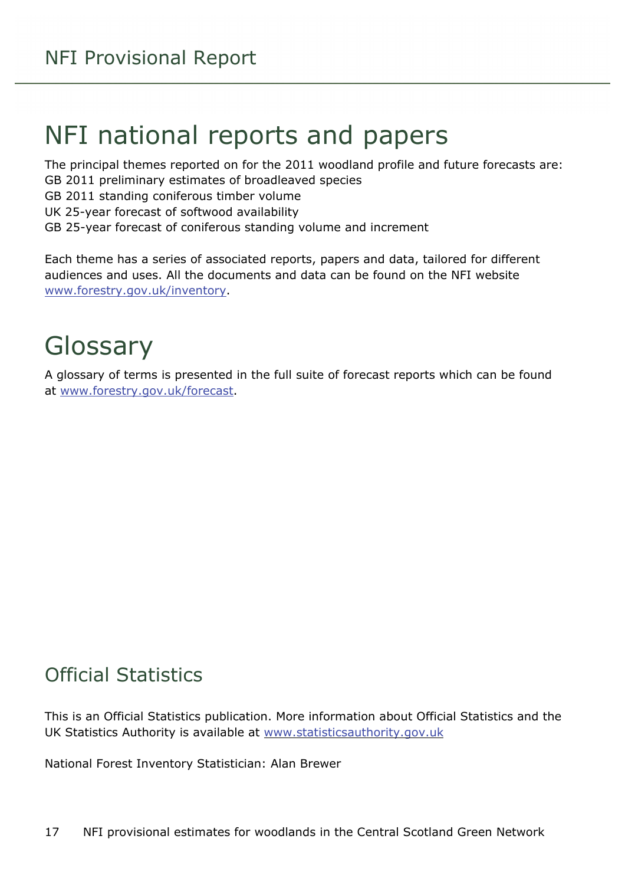# NFI national reports and papers

The principal themes reported on for the 2011 woodland profile and future forecasts are:
GB 2011 preliminary estimates of broadleaved species
GB 2011 standing coniferous timber volume
UK 25-year forecast of softwood availability
GB 25-year forecast of coniferous standing volume and increment

Each theme has a series of associated reports, papers and data, tailored for different audiences and uses. All the documents and data can be found on the NFI website www.forestry.gov.uk/inventory.

# Glossary

A glossary of terms is presented in the full suite of forecast reports which can be found at www.forestry.gov.uk/forecast.

## Official Statistics

This is an Official Statistics publication. More information about Official Statistics and the UK Statistics Authority is available at www.statisticsauthority.gov.uk

National Forest Inventory Statistician: Alan Brewer